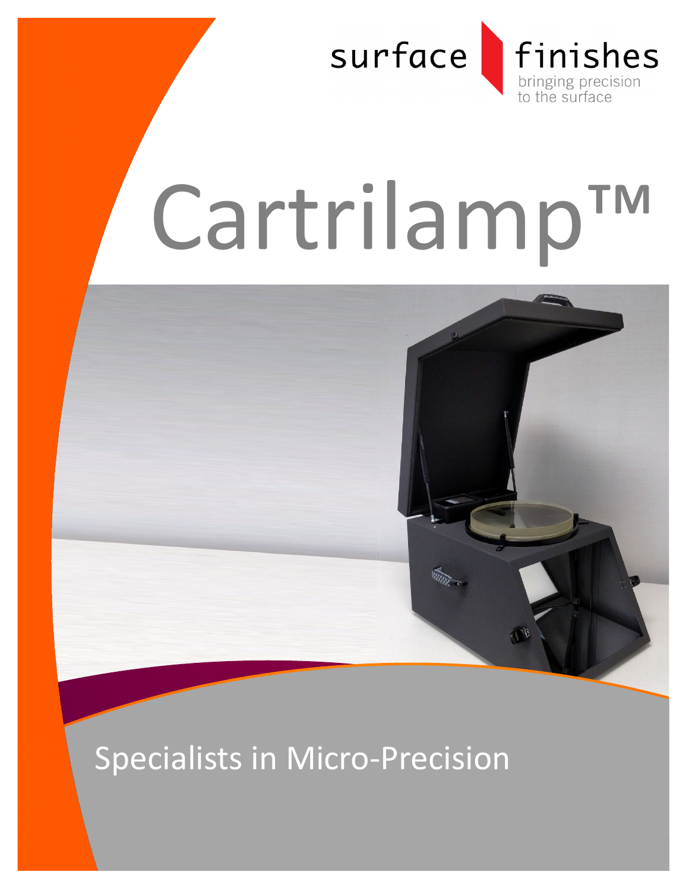surface finishes

bringing precision to the surface

# Cartrilamp™

Specialists in Micro-Precision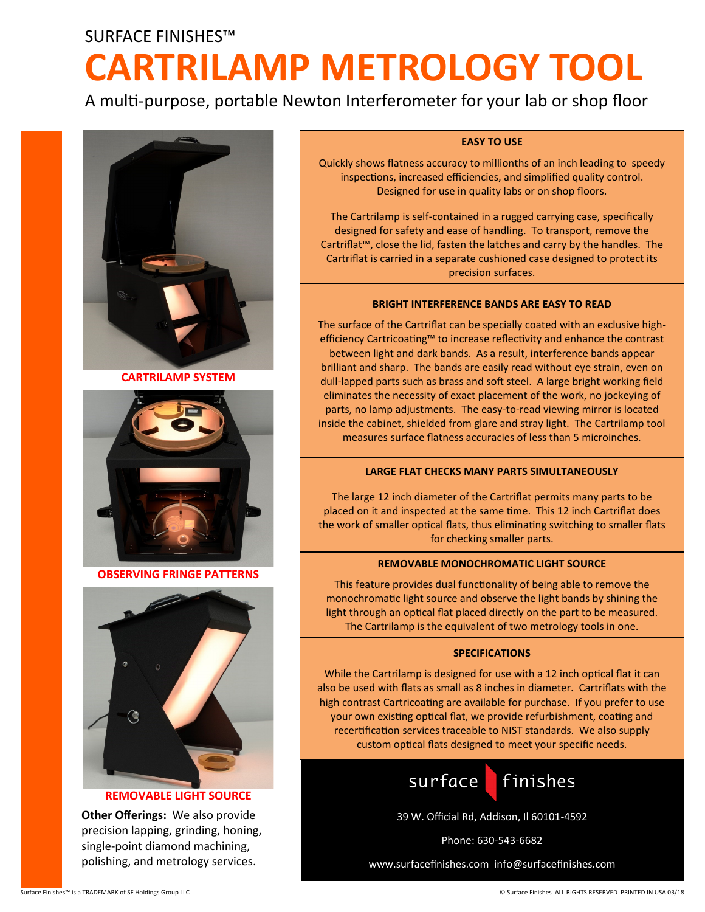SURFACE FINISHES™

# CARTRILAMP METROLOGY TOOL

A multi-purpose, portable Newton Interferometer for your lab or shop floor

CARTRILAMP SYSTEM

OBSERVING FRINGE PATTERNS

REMOVABLE LIGHT SOURCE

**Other Offerings:** We also provide precision lapping, grinding, honing, single-point diamond machining, polishing, and metrology services.

### EASY TO USE

Quickly shows flatness accuracy to millionths of an inch leading to speedy inspections, increased efficiencies, and simplified quality control. Designed for use in quality labs or on shop floors.

The Cartrilamp is self-contained in a rugged carrying case, specifically designed for safety and ease of handling. To transport, remove the Cartriflat™, close the lid, fasten the latches and carry by the handles. The Cartriflat is carried in a separate cushioned case designed to protect its precision surfaces.

### BRIGHT INTERFERENCE BANDS ARE EASY TO READ

The surface of the Cartriflat can be specially coated with an exclusive high-efficiency Cartricoating™ to increase reflectivity and enhance the contrast between light and dark bands. As a result, interference bands appear brilliant and sharp. The bands are easily read without eye strain, even on dull-lapped parts such as brass and soft steel. A large bright working field eliminates the necessity of exact placement of the work, no jockeying of parts, no lamp adjustments. The easy-to-read viewing mirror is located inside the cabinet, shielded from glare and stray light. The Cartrilamp tool measures surface flatness accuracies of less than 5 microinches.

### LARGE FLAT CHECKS MANY PARTS SIMULTANEOUSLY

The large 12 inch diameter of the Cartriflat permits many parts to be placed on it and inspected at the same time. This 12 inch Cartriflat does the work of smaller optical flats, thus eliminating switching to smaller flats for checking smaller parts.

### REMOVABLE MONOCHROMATIC LIGHT SOURCE

This feature provides dual functionality of being able to remove the monochromatic light source and observe the light bands by shining the light through an optical flat placed directly on the part to be measured. The Cartrilamp is the equivalent of two metrology tools in one.

### SPECIFICATIONS

While the Cartrilamp is designed for use with a 12 inch optical flat it can also be used with flats as small as 8 inches in diameter. Cartriflats with the high contrast Carticoating are available for purchase. If you prefer to use your own existing optical flat, we provide refurbishment, coating and recertification services traceable to NIST standards. We also supply custom optical flats designed to meet your specific needs.

surface finishes

39 W. Official Rd, Addison, Il 60101-4592

Phone: 630-543-6682

www.surfacefinishes.com info@surfacefinishes.com

Surface Finishes™ is a TRADEMARK of SF Holdings Group LLC

© Surface Finishes ALL RIGHTS RESERVED PRINTED IN USA 03/18